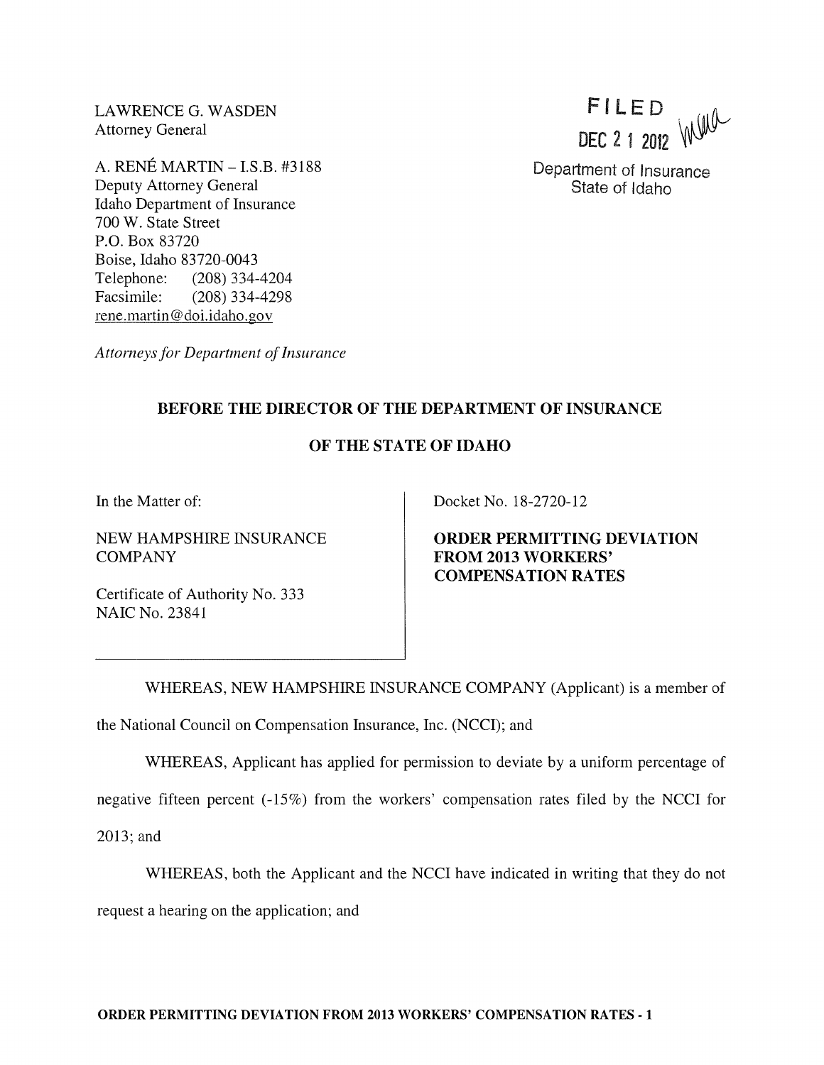LAWRENCE G. WASDEN
Attorney General

A. RENÉ MARTIN – I.S.B. #3188
Deputy Attorney General
Idaho Department of Insurance
700 W. State Street
P.O. Box 83720
Boise, Idaho 83720-0043
Telephone: (208) 334-4204
Facsimile: (208) 334-4298
rene.martin@doi.idaho.gov

*Attorneys for Department of Insurance*

FILED
DEC 21 2012
Department of Insurance
State of Idaho

**BEFORE THE DIRECTOR OF THE DEPARTMENT OF INSURANCE**

**OF THE STATE OF IDAHO**

| In the Matter of:<br><br>NEW HAMPSHIRE INSURANCE COMPANY<br><br>Certificate of Authority No. 333<br>NAIC No. 23841 | Docket No. 18-2720-12<br><br>**ORDER PERMITTING DEVIATION FROM 2013 WORKERS' COMPENSATION RATES** |
| --- | --- |

WHEREAS, NEW HAMPSHIRE INSURANCE COMPANY (Applicant) is a member of the National Council on Compensation Insurance, Inc. (NCCI); and

WHEREAS, Applicant has applied for permission to deviate by a uniform percentage of negative fifteen percent (-15%) from the workers' compensation rates filed by the NCCI for 2013; and

WHEREAS, both the Applicant and the NCCI have indicated in writing that they do not request a hearing on the application; and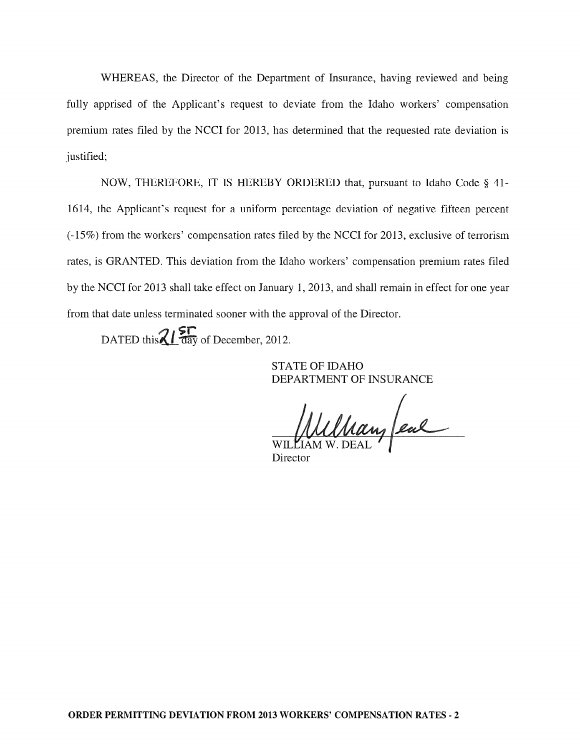WHEREAS, the Director of the Department of Insurance, having reviewed and being fully apprised of the Applicant's request to deviate from the Idaho workers' compensation premium rates filed by the NCCI for 2013, has determined that the requested rate deviation is justified;

NOW, THEREFORE, IT IS HEREBY ORDERED that, pursuant to Idaho Code § 41-1614, the Applicant's request for a uniform percentage deviation of negative fifteen percent (-15%) from the workers' compensation rates filed by the NCCI for 2013, exclusive of terrorism rates, is GRANTED. This deviation from the Idaho workers' compensation premium rates filed by the NCCI for 2013 shall take effect on January 1, 2013, and shall remain in effect for one year from that date unless terminated sooner with the approval of the Director.

DATED this 21st day of December, 2012.

STATE OF IDAHO
DEPARTMENT OF INSURANCE

WILLIAM W. DEAL
Director

**ORDER PERMITTING DEVIATION FROM 2013 WORKERS' COMPENSATION RATES - 2**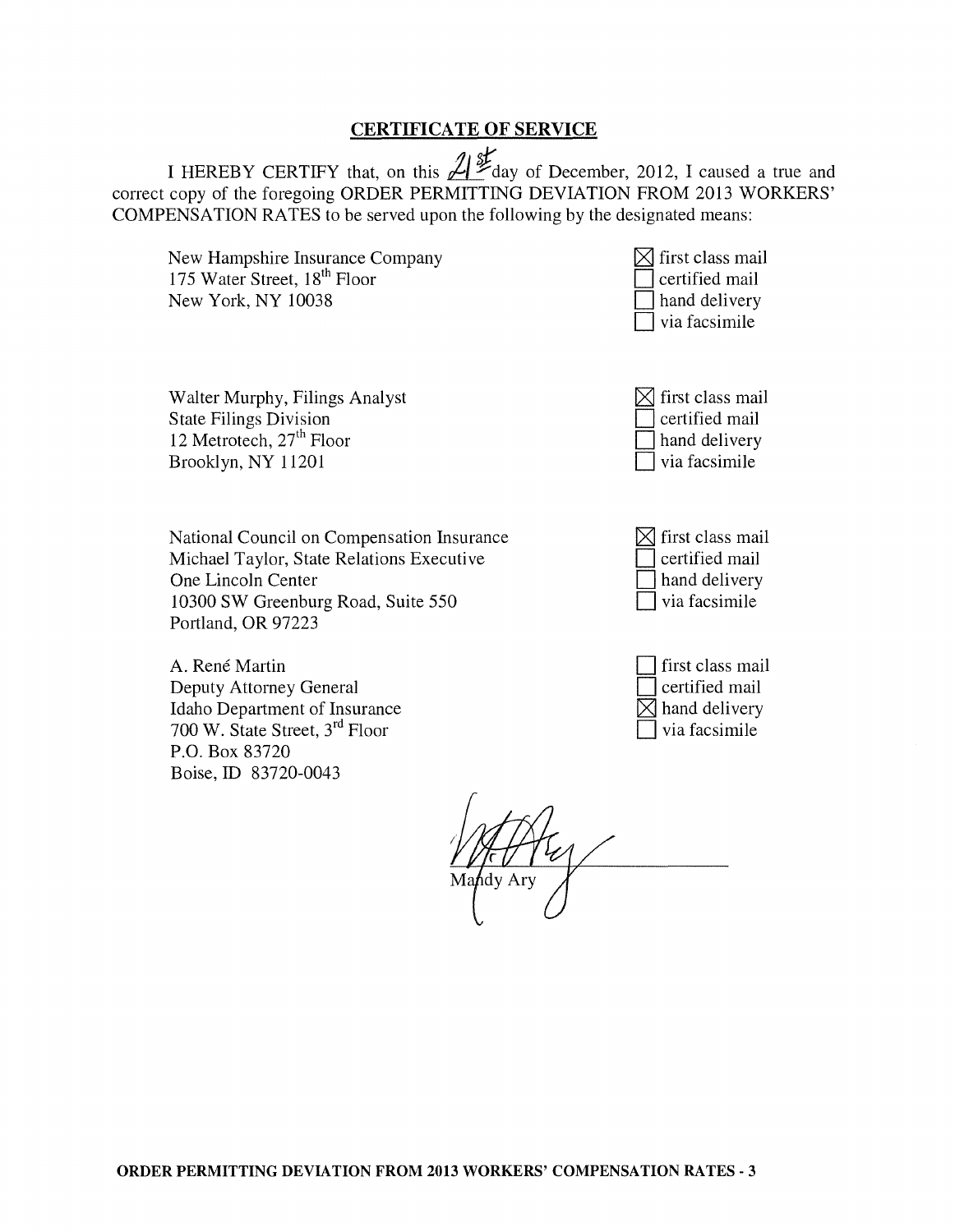## CERTIFICATE OF SERVICE

I HEREBY CERTIFY that, on this 21st day of December, 2012, I caused a true and correct copy of the foregoing ORDER PERMITTING DEVIATION FROM 2013 WORKERS' COMPENSATION RATES to be served upon the following by the designated means:

| | |
|---|---|
| New Hampshire Insurance Company<br>175 Water Street, 18th Floor<br>New York, NY 10038 | ☒ first class mail<br>☐ certified mail<br>☐ hand delivery<br>☐ via facsimile |
| Walter Murphy, Filings Analyst<br>State Filings Division<br>12 Metrotech, 27th Floor<br>Brooklyn, NY 11201 | ☒ first class mail<br>☐ certified mail<br>☐ hand delivery<br>☐ via facsimile |
| National Council on Compensation Insurance<br>Michael Taylor, State Relations Executive<br>One Lincoln Center<br>10300 SW Greenburg Road, Suite 550<br>Portland, OR 97223 | ☒ first class mail<br>☐ certified mail<br>☐ hand delivery<br>☐ via facsimile |
| A. René Martin<br>Deputy Attorney General<br>Idaho Department of Insurance<br>700 W. State Street, 3rd Floor<br>P.O. Box 83720<br>Boise, ID 83720-0043 | ☐ first class mail<br>☐ certified mail<br>☒ hand delivery<br>☐ via facsimile |

Mandy Ary